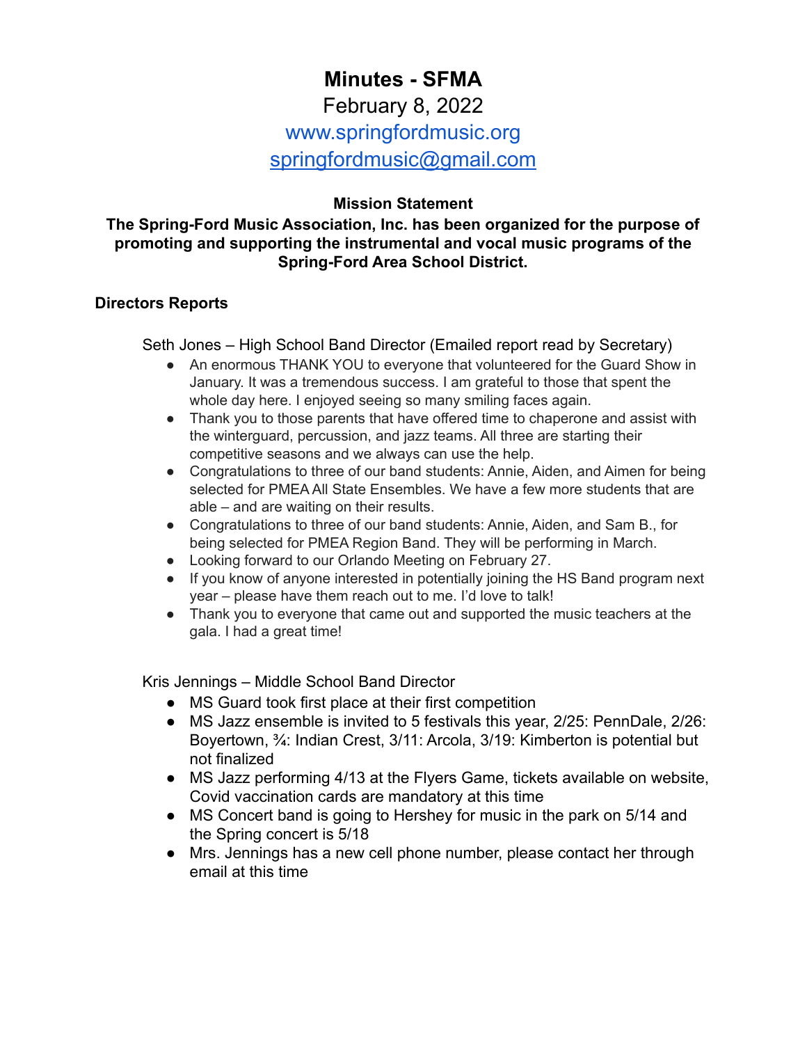# Minutes - SFMA

February 8, 2022

www.springfordmusic.org

springfordmusic@gmail.com

**Mission Statement**

**The Spring-Ford Music Association, Inc. has been organized for the purpose of promoting and supporting the instrumental and vocal music programs of the Spring-Ford Area School District.**

## Directors Reports

Seth Jones – High School Band Director (Emailed report read by Secretary)

- An enormous THANK YOU to everyone that volunteered for the Guard Show in January. It was a tremendous success. I am grateful to those that spent the whole day here. I enjoyed seeing so many smiling faces again.
- Thank you to those parents that have offered time to chaperone and assist with the winterguard, percussion, and jazz teams. All three are starting their competitive seasons and we always can use the help.
- Congratulations to three of our band students: Annie, Aiden, and Aimen for being selected for PMEA All State Ensembles. We have a few more students that are able – and are waiting on their results.
- Congratulations to three of our band students: Annie, Aiden, and Sam B., for being selected for PMEA Region Band. They will be performing in March.
- Looking forward to our Orlando Meeting on February 27.
- If you know of anyone interested in potentially joining the HS Band program next year – please have them reach out to me. I'd love to talk!
- Thank you to everyone that came out and supported the music teachers at the gala. I had a great time!

Kris Jennings – Middle School Band Director

- MS Guard took first place at their first competition
- MS Jazz ensemble is invited to 5 festivals this year, 2/25: PennDale, 2/26: Boyertown, ¾: Indian Crest, 3/11: Arcola, 3/19: Kimberton is potential but not finalized
- MS Jazz performing 4/13 at the Flyers Game, tickets available on website, Covid vaccination cards are mandatory at this time
- MS Concert band is going to Hershey for music in the park on 5/14 and the Spring concert is 5/18
- Mrs. Jennings has a new cell phone number, please contact her through email at this time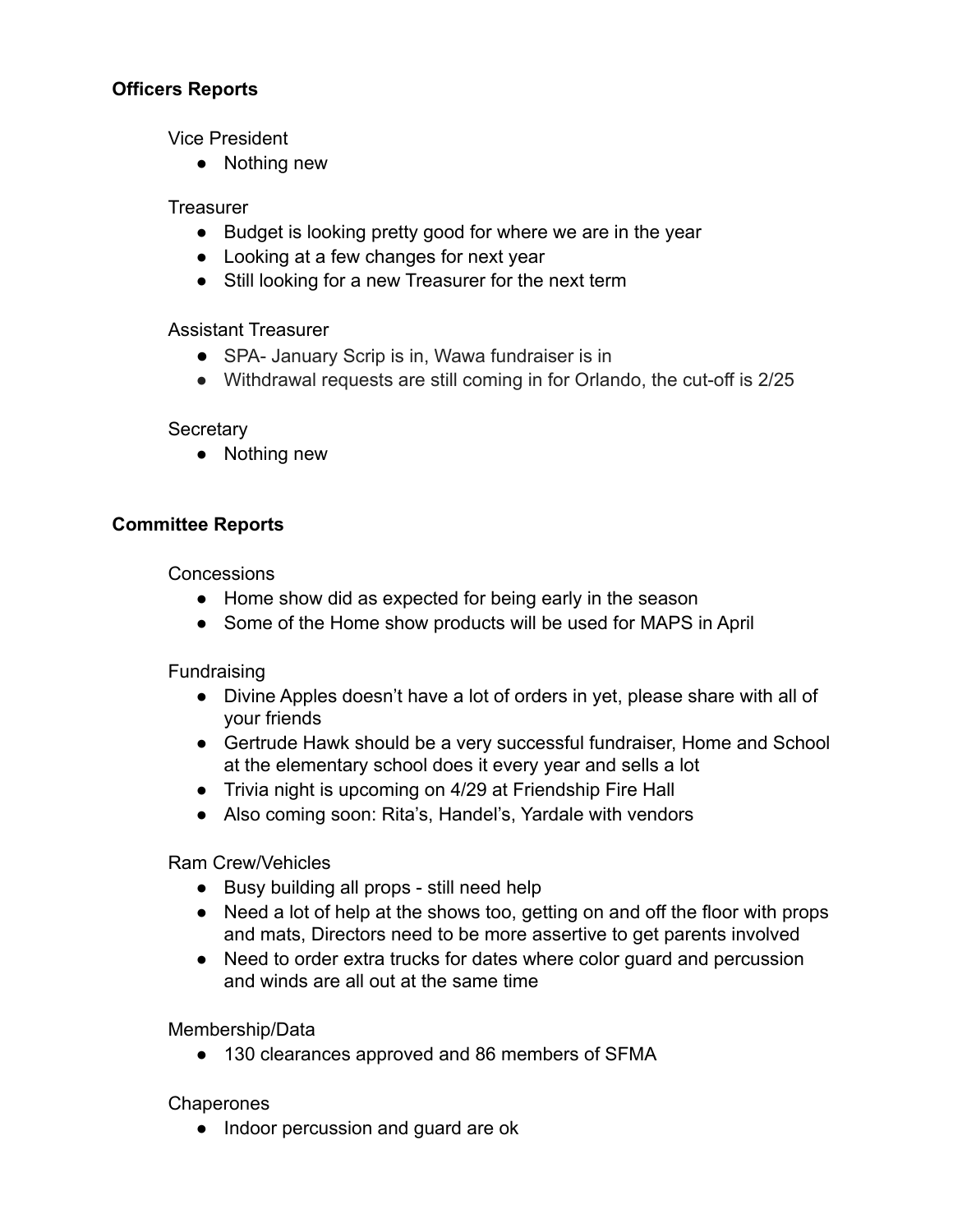**Officers Reports**

Vice President

- Nothing new

Treasurer

- Budget is looking pretty good for where we are in the year
- Looking at a few changes for next year
- Still looking for a new Treasurer for the next term

Assistant Treasurer

- SPA- January Scrip is in, Wawa fundraiser is in
- Withdrawal requests are still coming in for Orlando, the cut-off is 2/25

Secretary

- Nothing new

**Committee Reports**

Concessions

- Home show did as expected for being early in the season
- Some of the Home show products will be used for MAPS in April

Fundraising

- Divine Apples doesn't have a lot of orders in yet, please share with all of your friends
- Gertrude Hawk should be a very successful fundraiser, Home and School at the elementary school does it every year and sells a lot
- Trivia night is upcoming on 4/29 at Friendship Fire Hall
- Also coming soon: Rita's, Handel's, Yardale with vendors

Ram Crew/Vehicles

- Busy building all props - still need help
- Need a lot of help at the shows too, getting on and off the floor with props and mats, Directors need to be more assertive to get parents involved
- Need to order extra trucks for dates where color guard and percussion and winds are all out at the same time

Membership/Data

- 130 clearances approved and 86 members of SFMA

Chaperones

- Indoor percussion and guard are ok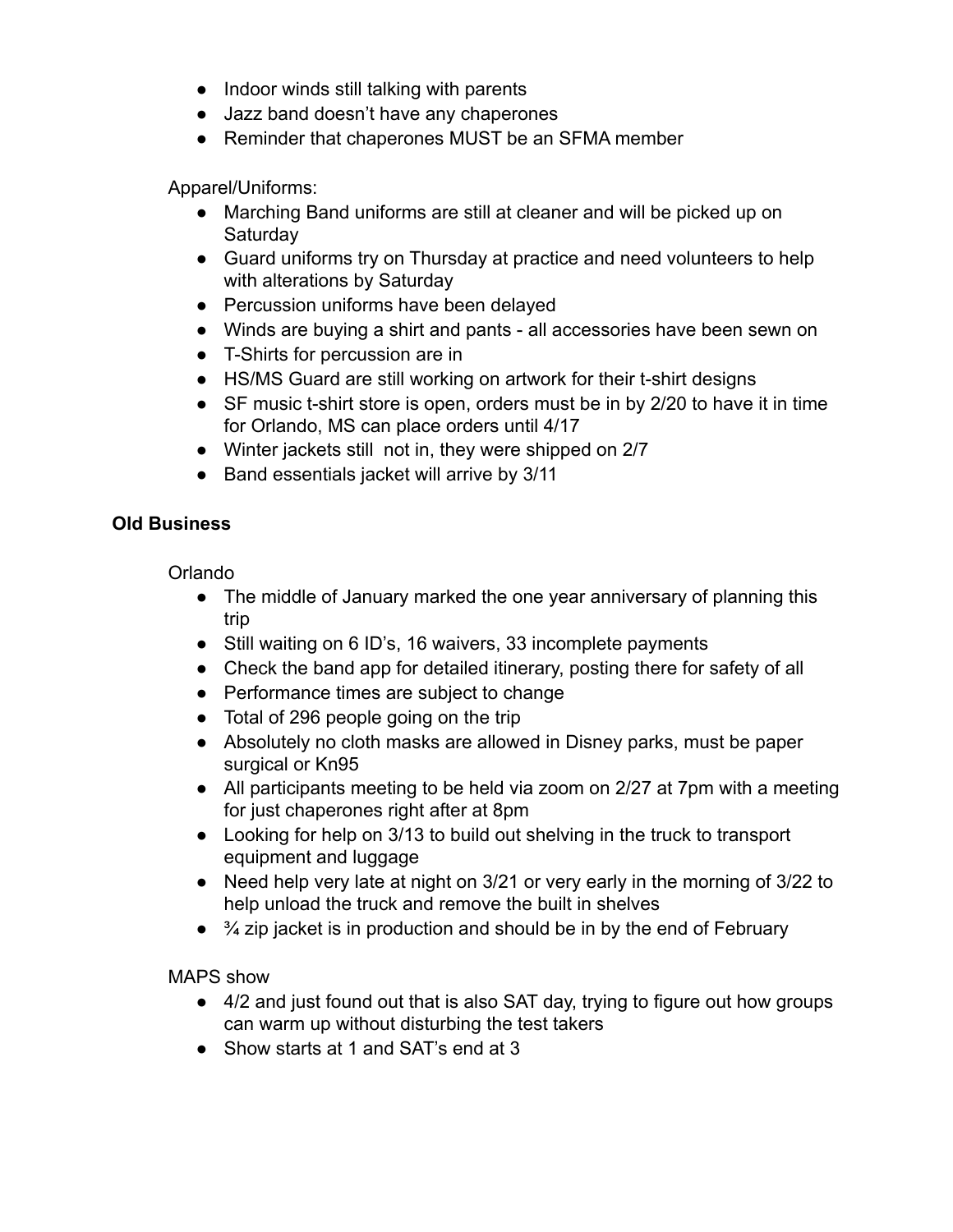- Indoor winds still talking with parents
- Jazz band doesn't have any chaperones
- Reminder that chaperones MUST be an SFMA member

Apparel/Uniforms:

- Marching Band uniforms are still at cleaner and will be picked up on Saturday
- Guard uniforms try on Thursday at practice and need volunteers to help with alterations by Saturday
- Percussion uniforms have been delayed
- Winds are buying a shirt and pants - all accessories have been sewn on
- T-Shirts for percussion are in
- HS/MS Guard are still working on artwork for their t-shirt designs
- SF music t-shirt store is open, orders must be in by 2/20 to have it in time for Orlando, MS can place orders until 4/17
- Winter jackets still  not in, they were shipped on 2/7
- Band essentials jacket will arrive by 3/11

**Old Business**

Orlando

- The middle of January marked the one year anniversary of planning this trip
- Still waiting on 6 ID's, 16 waivers, 33 incomplete payments
- Check the band app for detailed itinerary, posting there for safety of all
- Performance times are subject to change
- Total of 296 people going on the trip
- Absolutely no cloth masks are allowed in Disney parks, must be paper surgical or Kn95
- All participants meeting to be held via zoom on 2/27 at 7pm with a meeting for just chaperones right after at 8pm
- Looking for help on 3/13 to build out shelving in the truck to transport equipment and luggage
- Need help very late at night on 3/21 or very early in the morning of 3/22 to help unload the truck and remove the built in shelves
- ¾ zip jacket is in production and should be in by the end of February

MAPS show

- 4/2 and just found out that is also SAT day, trying to figure out how groups can warm up without disturbing the test takers
- Show starts at 1 and SAT's end at 3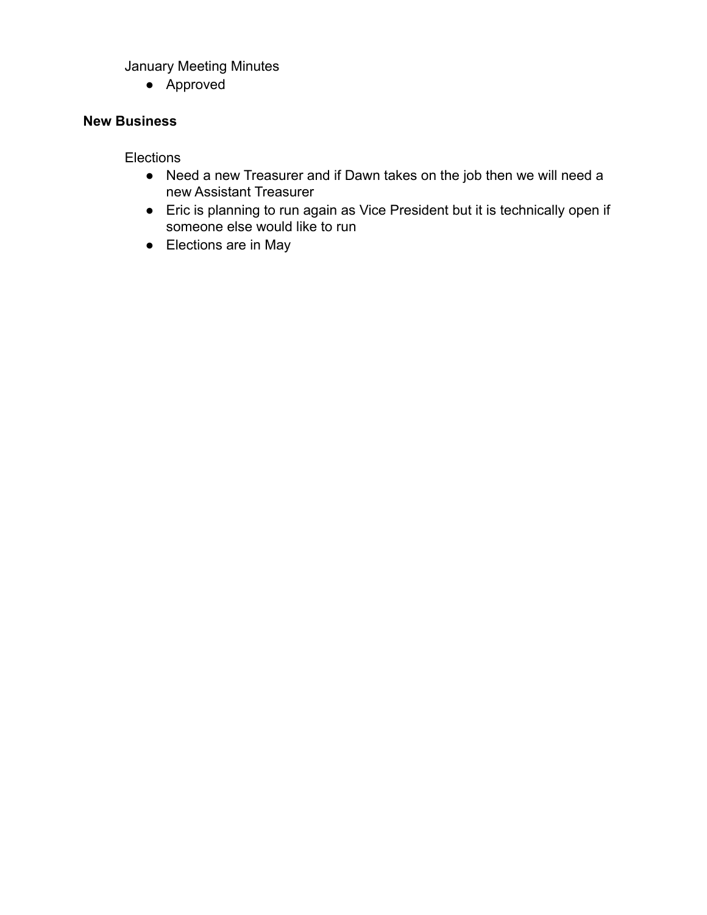January Meeting Minutes

- Approved

## New Business

Elections

- Need a new Treasurer and if Dawn takes on the job then we will need a new Assistant Treasurer
- Eric is planning to run again as Vice President but it is technically open if someone else would like to run
- Elections are in May